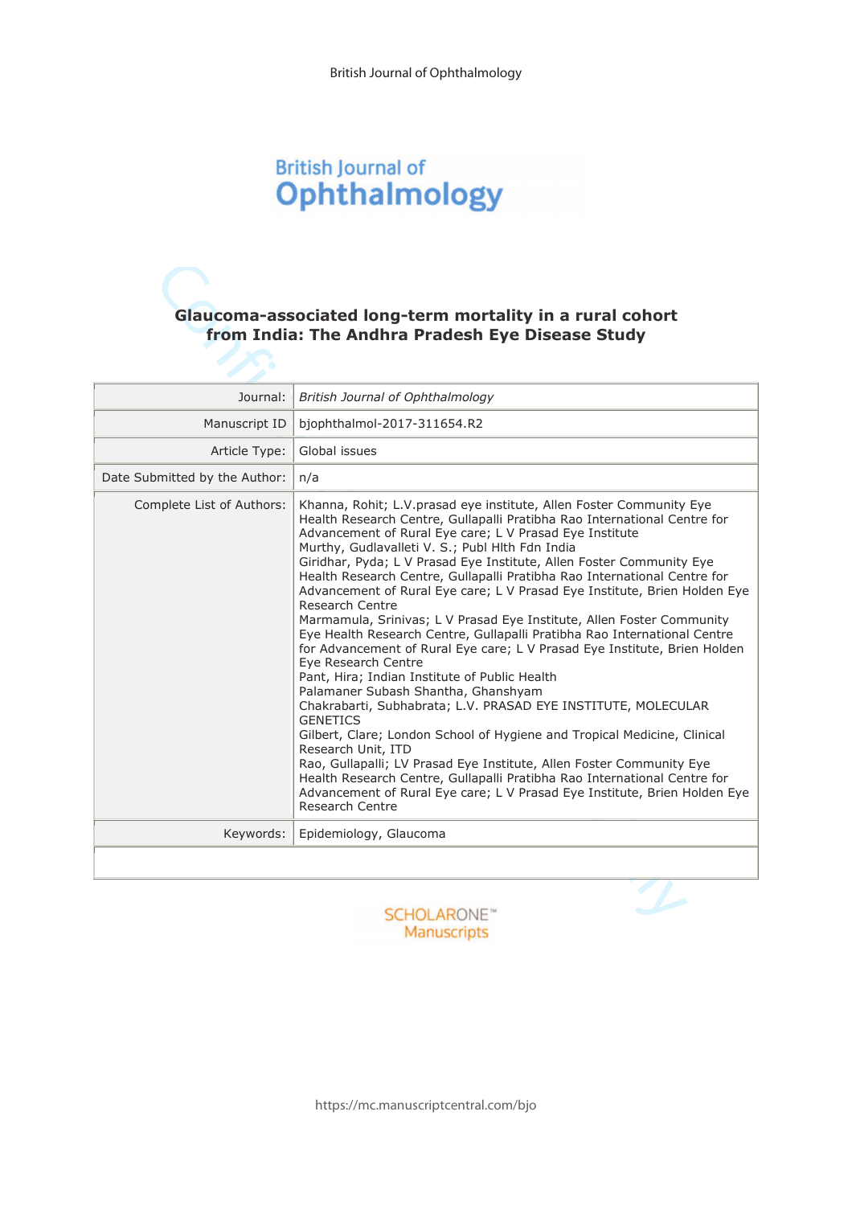British Journal of Ophthalmology

# Glaucoma-associated long-term mortality in a rural cohort from India: The Andhra Pradesh Eye Disease Study

| | |
|---|---|
| Journal: | *British Journal of Ophthalmology* |
| Manuscript ID | bjophthalmol-2017-311654.R2 |
| Article Type: | Global issues |
| Date Submitted by the Author: | n/a |
| Complete List of Authors: | Khanna, Rohit; L.V.prasad eye institute, Allen Foster Community Eye Health Research Centre, Gullapalli Pratibha Rao International Centre for Advancement of Rural Eye care; L V Prasad Eye Institute<br>Murthy, Gudlavalleti V. S.; Publ Hlth Fdn India<br>Giridhar, Pyda; L V Prasad Eye Institute, Allen Foster Community Eye Health Research Centre, Gullapalli Pratibha Rao International Centre for Advancement of Rural Eye care; L V Prasad Eye Institute, Brien Holden Eye Research Centre<br>Marmamula, Srinivas; L V Prasad Eye Institute, Allen Foster Community Eye Health Research Centre, Gullapalli Pratibha Rao International Centre for Advancement of Rural Eye care; L V Prasad Eye Institute, Brien Holden Eye Research Centre<br>Pant, Hira; Indian Institute of Public Health<br>Palamaner Subash Shantha, Ghanshyam<br>Chakrabarti, Subhabrata; L.V. PRASAD EYE INSTITUTE, MOLECULAR GENETICS<br>Gilbert, Clare; London School of Hygiene and Tropical Medicine, Clinical Research Unit, ITD<br>Rao, Gullapalli; LV Prasad Eye Institute, Allen Foster Community Eye Health Research Centre, Gullapalli Pratibha Rao International Centre for Advancement of Rural Eye care; L V Prasad Eye Institute, Brien Holden Eye Research Centre |
| Keywords: | Epidemiology, Glaucoma |

SCHOLARONE™ Manuscripts

https://mc.manuscriptcentral.com/bjo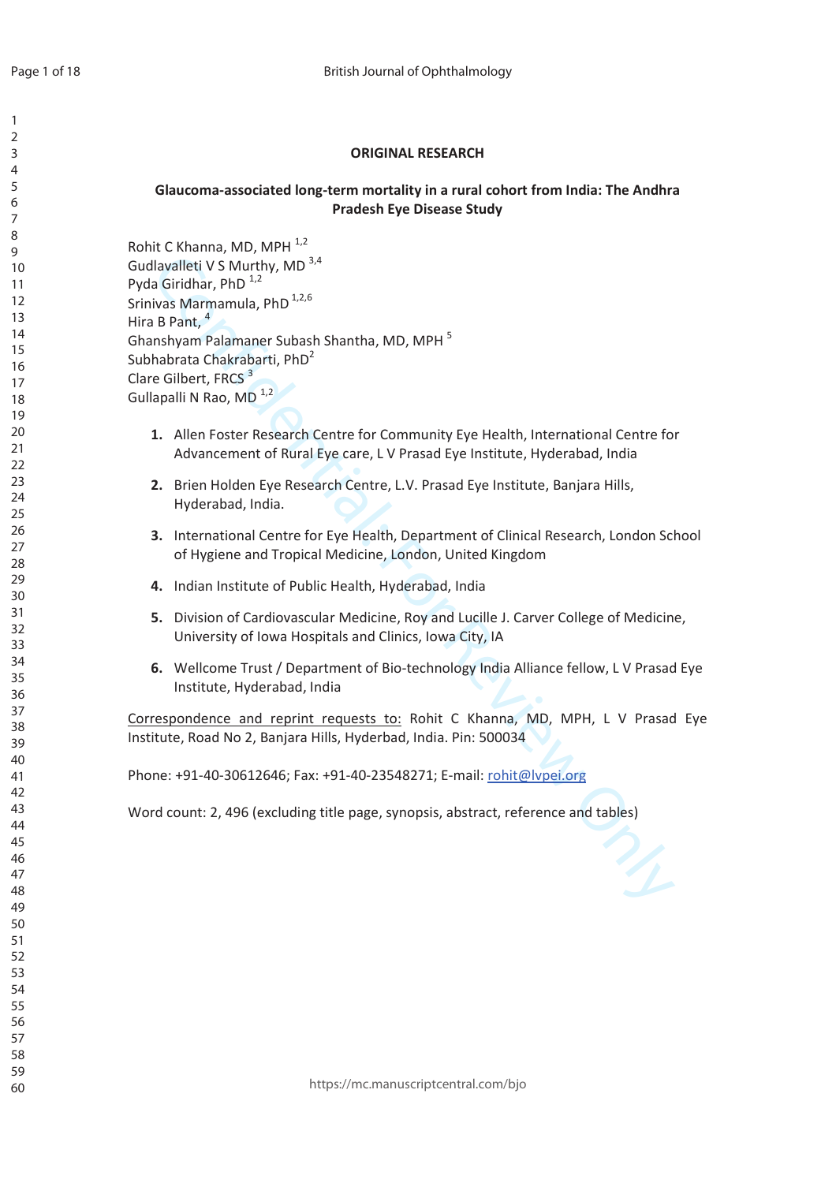**ORIGINAL RESEARCH**

# Glaucoma-associated long-term mortality in a rural cohort from India: The Andhra Pradesh Eye Disease Study

Rohit C Khanna, MD, MPH [1,2]
Gudlavalleti V S Murthy, MD [3,4]
Pyda Giridhar, PhD [1,2]
Srinivas Marmamula, PhD [1,2,6]
Hira B Pant, [4]
Ghanshyam Palamaner Subash Shantha, MD, MPH [5]
Subhabrata Chakrabarti, PhD[2]
Clare Gilbert, FRCS [3]
Gullapalli N Rao, MD [1,2]

1. Allen Foster Research Centre for Community Eye Health, International Centre for Advancement of Rural Eye care, L V Prasad Eye Institute, Hyderabad, India
2. Brien Holden Eye Research Centre, L.V. Prasad Eye Institute, Banjara Hills, Hyderabad, India.
3. International Centre for Eye Health, Department of Clinical Research, London School of Hygiene and Tropical Medicine, London, United Kingdom
4. Indian Institute of Public Health, Hyderabad, India
5. Division of Cardiovascular Medicine, Roy and Lucille J. Carver College of Medicine, University of Iowa Hospitals and Clinics, Iowa City, IA
6. Wellcome Trust / Department of Bio-technology India Alliance fellow, L V Prasad Eye Institute, Hyderabad, India

Correspondence and reprint requests to: Rohit C Khanna, MD, MPH, L V Prasad Eye Institute, Road No 2, Banjara Hills, Hyderbad, India. Pin: 500034

Phone: +91-40-30612646; Fax: +91-40-23548271; E-mail: rohit@lvpei.org

Word count: 2, 496 (excluding title page, synopsis, abstract, reference and tables)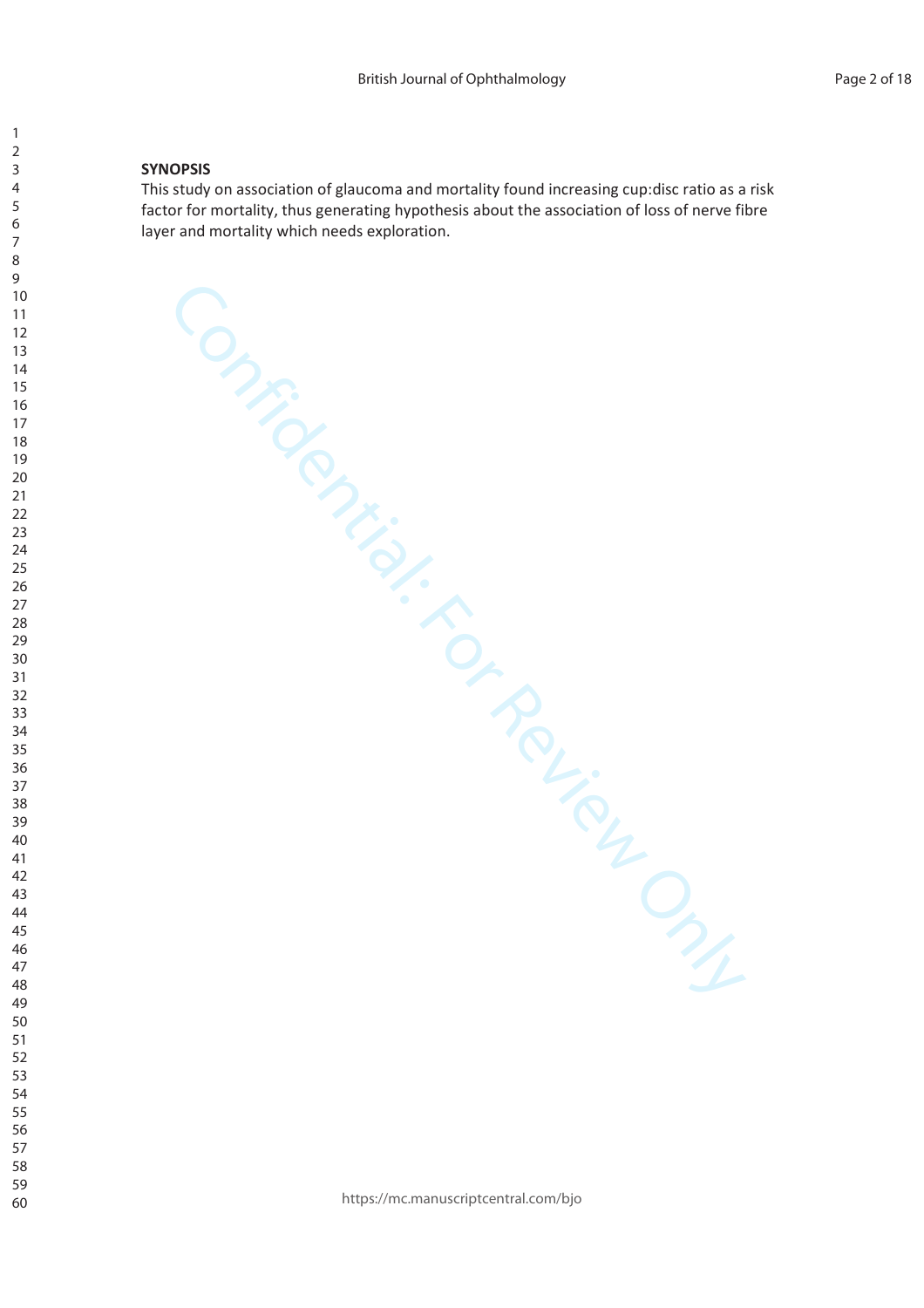**SYNOPSIS**

This study on association of glaucoma and mortality found increasing cup:disc ratio as a risk factor for mortality, thus generating hypothesis about the association of loss of nerve fibre layer and mortality which needs exploration.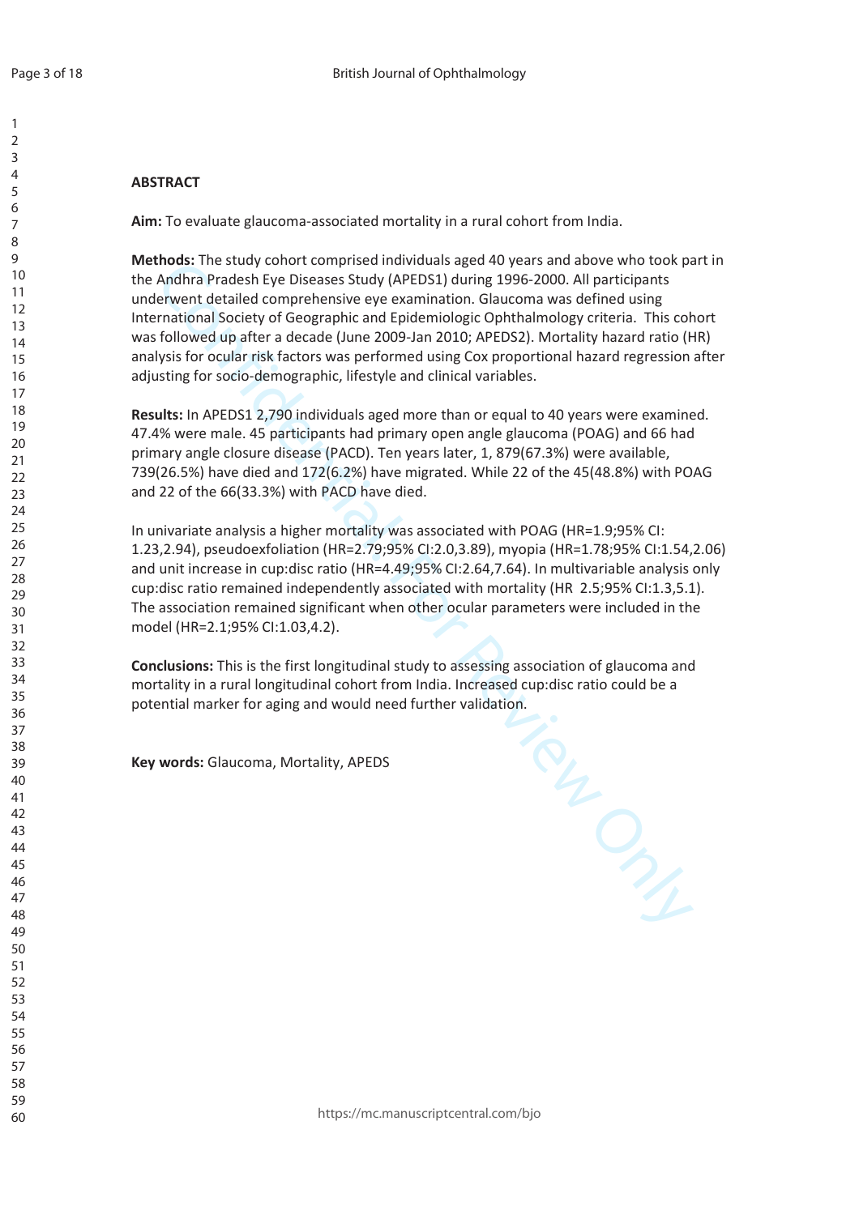## ABSTRACT

**Aim:** To evaluate glaucoma-associated mortality in a rural cohort from India.

**Methods:** The study cohort comprised individuals aged 40 years and above who took part in the Andhra Pradesh Eye Diseases Study (APEDS1) during 1996-2000. All participants underwent detailed comprehensive eye examination. Glaucoma was defined using International Society of Geographic and Epidemiologic Ophthalmology criteria. This cohort was followed up after a decade (June 2009-Jan 2010; APEDS2). Mortality hazard ratio (HR) analysis for ocular risk factors was performed using Cox proportional hazard regression after adjusting for socio-demographic, lifestyle and clinical variables.

**Results:** In APEDS1 2,790 individuals aged more than or equal to 40 years were examined. 47.4% were male. 45 participants had primary open angle glaucoma (POAG) and 66 had primary angle closure disease (PACD). Ten years later, 1, 879(67.3%) were available, 739(26.5%) have died and 172(6.2%) have migrated. While 22 of the 45(48.8%) with POAG and 22 of the 66(33.3%) with PACD have died.

In univariate analysis a higher mortality was associated with POAG (HR=1.9;95% CI: 1.23,2.94), pseudoexfoliation (HR=2.79;95% CI:2.0,3.89), myopia (HR=1.78;95% CI:1.54,2.06) and unit increase in cup:disc ratio (HR=4.49;95% CI:2.64,7.64). In multivariable analysis only cup:disc ratio remained independently associated with mortality (HR 2.5;95% CI:1.3,5.1). The association remained significant when other ocular parameters were included in the model (HR=2.1;95% CI:1.03,4.2).

**Conclusions:** This is the first longitudinal study to assessing association of glaucoma and mortality in a rural longitudinal cohort from India. Increased cup:disc ratio could be a potential marker for aging and would need further validation.

**Key words:** Glaucoma, Mortality, APEDS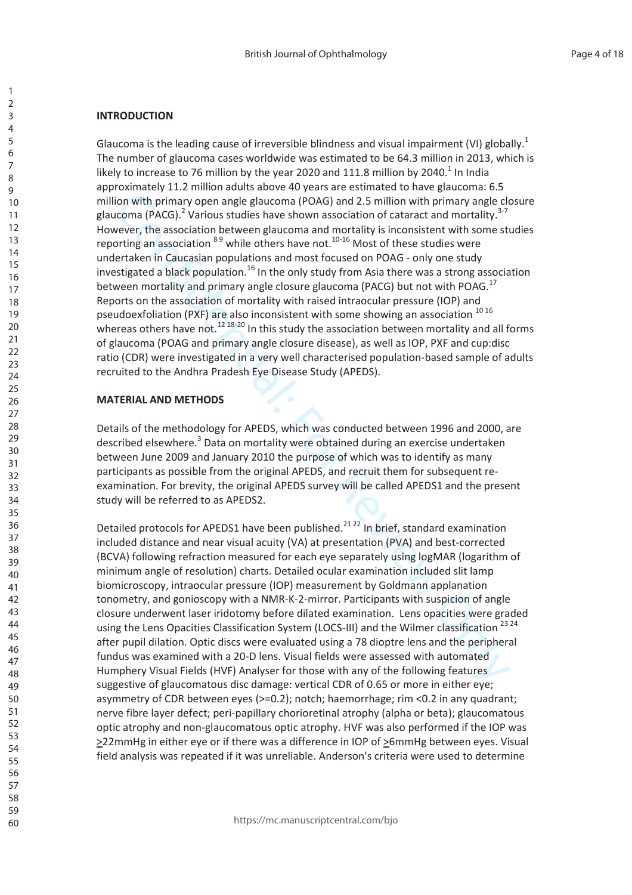## INTRODUCTION

Glaucoma is the leading cause of irreversible blindness and visual impairment (VI) globally.[1] The number of glaucoma cases worldwide was estimated to be 64.3 million in 2013, which is likely to increase to 76 million by the year 2020 and 111.8 million by 2040.[1] In India approximately 11.2 million adults above 40 years are estimated to have glaucoma: 6.5 million with primary open angle glaucoma (POAG) and 2.5 million with primary angle closure glaucoma (PACG).[2] Various studies have shown association of cataract and mortality.[3-7] However, the association between glaucoma and mortality is inconsistent with some studies reporting an association [8 9] while others have not.[10-16] Most of these studies were undertaken in Caucasian populations and most focused on POAG - only one study investigated a black population.[16] In the only study from Asia there was a strong association between mortality and primary angle closure glaucoma (PACG) but not with POAG.[17] Reports on the association of mortality with raised intraocular pressure (IOP) and pseudoexfoliation (PXF) are also inconsistent with some showing an association [10 16] whereas others have not.[12 18-20] In this study the association between mortality and all forms of glaucoma (POAG and primary angle closure disease), as well as IOP, PXF and cup:disc ratio (CDR) were investigated in a very well characterised population-based sample of adults recruited to the Andhra Pradesh Eye Disease Study (APEDS).

## MATERIAL AND METHODS

Details of the methodology for APEDS, which was conducted between 1996 and 2000, are described elsewhere.[3] Data on mortality were obtained during an exercise undertaken between June 2009 and January 2010 the purpose of which was to identify as many participants as possible from the original APEDS, and recruit them for subsequent re-examination. For brevity, the original APEDS survey will be called APEDS1 and the present study will be referred to as APEDS2.

Detailed protocols for APEDS1 have been published.[21 22] In brief, standard examination included distance and near visual acuity (VA) at presentation (PVA) and best-corrected (BCVA) following refraction measured for each eye separately using logMAR (logarithm of minimum angle of resolution) charts. Detailed ocular examination included slit lamp biomicroscopy, intraocular pressure (IOP) measurement by Goldmann applanation tonometry, and gonioscopy with a NMR-K-2-mirror. Participants with suspicion of angle closure underwent laser iridotomy before dilated examination. Lens opacities were graded using the Lens Opacities Classification System (LOCS-III) and the Wilmer classification [23 24] after pupil dilation. Optic discs were evaluated using a 78 dioptre lens and the peripheral fundus was examined with a 20-D lens. Visual fields were assessed with automated Humphery Visual Fields (HVF) Analyser for those with any of the following features suggestive of glaucomatous disc damage: vertical CDR of 0.65 or more in either eye; asymmetry of CDR between eyes (>=0.2); notch; haemorrhage; rim <0.2 in any quadrant; nerve fibre layer defect; peri-papillary chorioretinal atrophy (alpha or beta); glaucomatous optic atrophy and non-glaucomatous optic atrophy. HVF was also performed if the IOP was ≥22mmHg in either eye or if there was a difference in IOP of ≥6mmHg between eyes. Visual field analysis was repeated if it was unreliable. Anderson's criteria were used to determine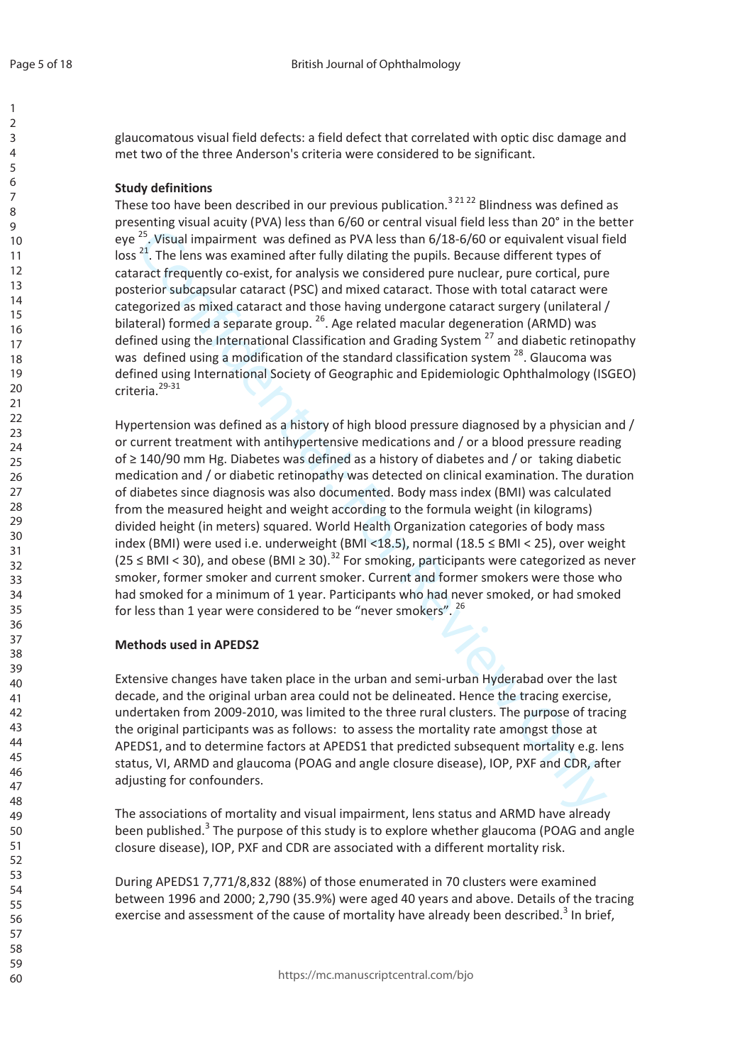glaucomatous visual field defects: a field defect that correlated with optic disc damage and met two of the three Anderson's criteria were considered to be significant.

**Study definitions**

These too have been described in our previous publication.[3 21 22] Blindness was defined as presenting visual acuity (PVA) less than 6/60 or central visual field less than 20° in the better eye [25]. Visual impairment was defined as PVA less than 6/18-6/60 or equivalent visual field loss [21]. The lens was examined after fully dilating the pupils. Because different types of cataract frequently co-exist, for analysis we considered pure nuclear, pure cortical, pure posterior subcapsular cataract (PSC) and mixed cataract. Those with total cataract were categorized as mixed cataract and those having undergone cataract surgery (unilateral / bilateral) formed a separate group. [26]. Age related macular degeneration (ARMD) was defined using the International Classification and Grading System [27] and diabetic retinopathy was defined using a modification of the standard classification system [28]. Glaucoma was defined using International Society of Geographic and Epidemiologic Ophthalmology (ISGEO) criteria.[29-31]

Hypertension was defined as a history of high blood pressure diagnosed by a physician and / or current treatment with antihypertensive medications and / or a blood pressure reading of ≥ 140/90 mm Hg. Diabetes was defined as a history of diabetes and / or taking diabetic medication and / or diabetic retinopathy was detected on clinical examination. The duration of diabetes since diagnosis was also documented. Body mass index (BMI) was calculated from the measured height and weight according to the formula weight (in kilograms) divided height (in meters) squared. World Health Organization categories of body mass index (BMI) were used i.e. underweight (BMI <18.5), normal (18.5 ≤ BMI < 25), over weight (25 ≤ BMI < 30), and obese (BMI ≥ 30).[32] For smoking, participants were categorized as never smoker, former smoker and current smoker. Current and former smokers were those who had smoked for a minimum of 1 year. Participants who had never smoked, or had smoked for less than 1 year were considered to be "never smokers". [26]

**Methods used in APEDS2**

Extensive changes have taken place in the urban and semi-urban Hyderabad over the last decade, and the original urban area could not be delineated. Hence the tracing exercise, undertaken from 2009-2010, was limited to the three rural clusters. The purpose of tracing the original participants was as follows: to assess the mortality rate amongst those at APEDS1, and to determine factors at APEDS1 that predicted subsequent mortality e.g. lens status, VI, ARMD and glaucoma (POAG and angle closure disease), IOP, PXF and CDR, after adjusting for confounders.

The associations of mortality and visual impairment, lens status and ARMD have already been published.[3] The purpose of this study is to explore whether glaucoma (POAG and angle closure disease), IOP, PXF and CDR are associated with a different mortality risk.

During APEDS1 7,771/8,832 (88%) of those enumerated in 70 clusters were examined between 1996 and 2000; 2,790 (35.9%) were aged 40 years and above. Details of the tracing exercise and assessment of the cause of mortality have already been described.[3] In brief,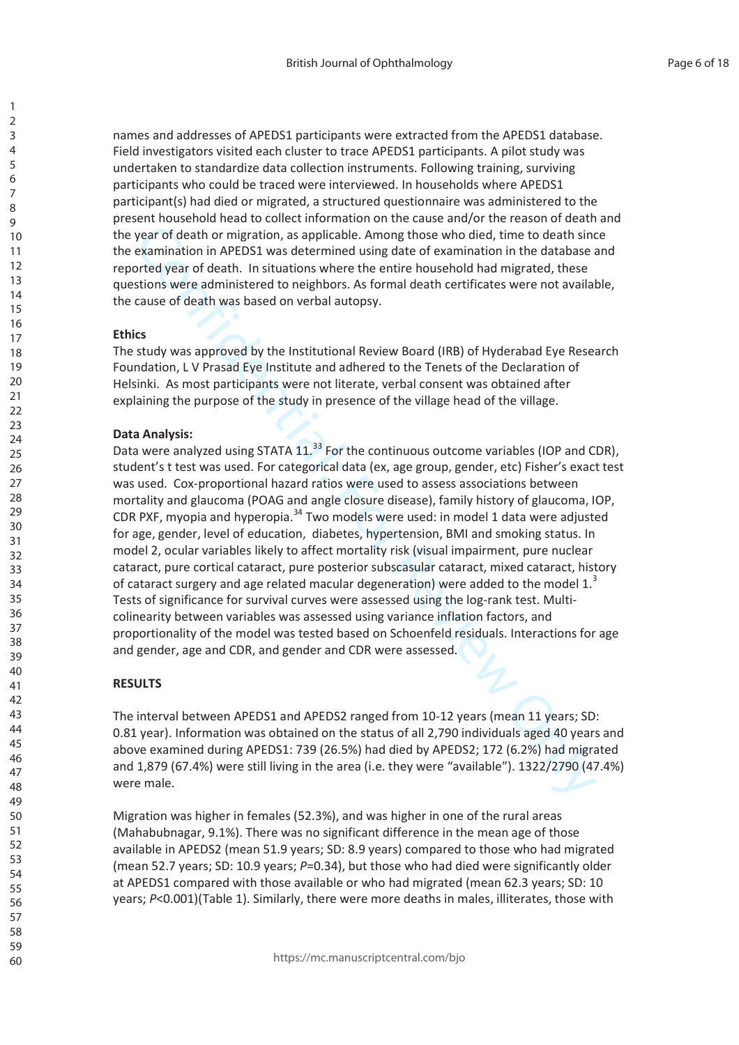names and addresses of APEDS1 participants were extracted from the APEDS1 database. Field investigators visited each cluster to trace APEDS1 participants. A pilot study was undertaken to standardize data collection instruments. Following training, surviving participants who could be traced were interviewed. In households where APEDS1 participant(s) had died or migrated, a structured questionnaire was administered to the present household head to collect information on the cause and/or the reason of death and the year of death or migration, as applicable. Among those who died, time to death since the examination in APEDS1 was determined using date of examination in the database and reported year of death. In situations where the entire household had migrated, these questions were administered to neighbors. As formal death certificates were not available, the cause of death was based on verbal autopsy.

**Ethics**

The study was approved by the Institutional Review Board (IRB) of Hyderabad Eye Research Foundation, L V Prasad Eye Institute and adhered to the Tenets of the Declaration of Helsinki. As most participants were not literate, verbal consent was obtained after explaining the purpose of the study in presence of the village head of the village.

**Data Analysis:**

Data were analyzed using STATA 11.[33] For the continuous outcome variables (IOP and CDR), student's t test was used. For categorical data (ex, age group, gender, etc) Fisher's exact test was used. Cox-proportional hazard ratios were used to assess associations between mortality and glaucoma (POAG and angle closure disease), family history of glaucoma, IOP, CDR PXF, myopia and hyperopia.[34] Two models were used: in model 1 data were adjusted for age, gender, level of education, diabetes, hypertension, BMI and smoking status. In model 2, ocular variables likely to affect mortality risk (visual impairment, pure nuclear cataract, pure cortical cataract, pure posterior subscasular cataract, mixed cataract, history of cataract surgery and age related macular degeneration) were added to the model 1.[3] Tests of significance for survival curves were assessed using the log-rank test. Multi-colinearity between variables was assessed using variance inflation factors, and proportionality of the model was tested based on Schoenfeld residuals. Interactions for age and gender, age and CDR, and gender and CDR were assessed.

**RESULTS**

The interval between APEDS1 and APEDS2 ranged from 10-12 years (mean 11 years; SD: 0.81 year). Information was obtained on the status of all 2,790 individuals aged 40 years and above examined during APEDS1: 739 (26.5%) had died by APEDS2; 172 (6.2%) had migrated and 1,879 (67.4%) were still living in the area (i.e. they were "available"). 1322/2790 (47.4%) were male.

Migration was higher in females (52.3%), and was higher in one of the rural areas (Mahabubnagar, 9.1%). There was no significant difference in the mean age of those available in APEDS2 (mean 51.9 years; SD: 8.9 years) compared to those who had migrated (mean 52.7 years; SD: 10.9 years; $P$=0.34), but those who had died were significantly older at APEDS1 compared with those available or who had migrated (mean 62.3 years; SD: 10 years; $P$<0.001)(Table 1). Similarly, there were more deaths in males, illiterates, those with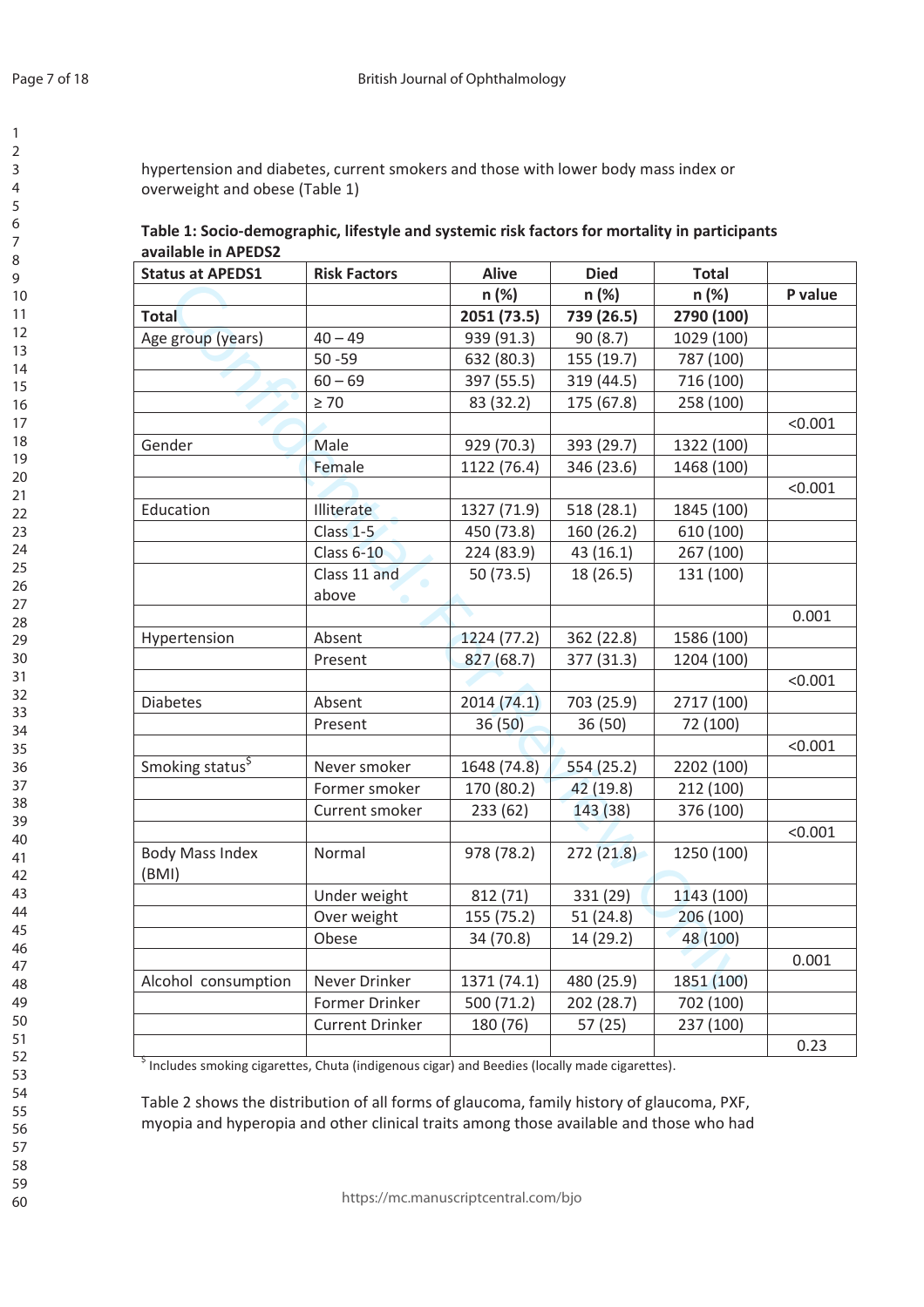hypertension and diabetes, current smokers and those with lower body mass index or overweight and obese (Table 1)

**Table 1: Socio-demographic, lifestyle and systemic risk factors for mortality in participants available in APEDS2**

| Status at APEDS1 | Risk Factors | Alive | Died | Total | |
|---|---|---|---|---|---|
| | | n (%) | n (%) | n (%) | P value |
| **Total** | | **2051 (73.5)** | **739 (26.5)** | **2790 (100)** | |
| Age group (years) | 40 – 49 | 939 (91.3) | 90 (8.7) | 1029 (100) | |
| | 50 -59 | 632 (80.3) | 155 (19.7) | 787 (100) | |
| | 60 – 69 | 397 (55.5) | 319 (44.5) | 716 (100) | |
| | ≥ 70 | 83 (32.2) | 175 (67.8) | 258 (100) | |
| | | | | | <0.001 |
| Gender | Male | 929 (70.3) | 393 (29.7) | 1322 (100) | |
| | Female | 1122 (76.4) | 346 (23.6) | 1468 (100) | |
| | | | | | <0.001 |
| Education | Illiterate | 1327 (71.9) | 518 (28.1) | 1845 (100) | |
| | Class 1-5 | 450 (73.8) | 160 (26.2) | 610 (100) | |
| | Class 6-10 | 224 (83.9) | 43 (16.1) | 267 (100) | |
| | Class 11 and above | 50 (73.5) | 18 (26.5) | 131 (100) | |
| | | | | | 0.001 |
| Hypertension | Absent | 1224 (77.2) | 362 (22.8) | 1586 (100) | |
| | Present | 827 (68.7) | 377 (31.3) | 1204 (100) | |
| | | | | | <0.001 |
| Diabetes | Absent | 2014 (74.1) | 703 (25.9) | 2717 (100) | |
| | Present | 36 (50) | 36 (50) | 72 (100) | |
| | | | | | <0.001 |
| Smoking status[$] | Never smoker | 1648 (74.8) | 554 (25.2) | 2202 (100) | |
| | Former smoker | 170 (80.2) | 42 (19.8) | 212 (100) | |
| | Current smoker | 233 (62) | 143 (38) | 376 (100) | |
| | | | | | <0.001 |
| Body Mass Index (BMI) | Normal | 978 (78.2) | 272 (21.8) | 1250 (100) | |
| | Under weight | 812 (71) | 331 (29) | 1143 (100) | |
| | Over weight | 155 (75.2) | 51 (24.8) | 206 (100) | |
| | Obese | 34 (70.8) | 14 (29.2) | 48 (100) | |
| | | | | | 0.001 |
| Alcohol consumption | Never Drinker | 1371 (74.1) | 480 (25.9) | 1851 (100) | |
| | Former Drinker | 500 (71.2) | 202 (28.7) | 702 (100) | |
| | Current Drinker | 180 (76) | 57 (25) | 237 (100) | |
| | | | | | 0.23 |

[$] Includes smoking cigarettes, Chuta (indigenous cigar) and Beedies (locally made cigarettes).

Table 2 shows the distribution of all forms of glaucoma, family history of glaucoma, PXF, myopia and hyperopia and other clinical traits among those available and those who had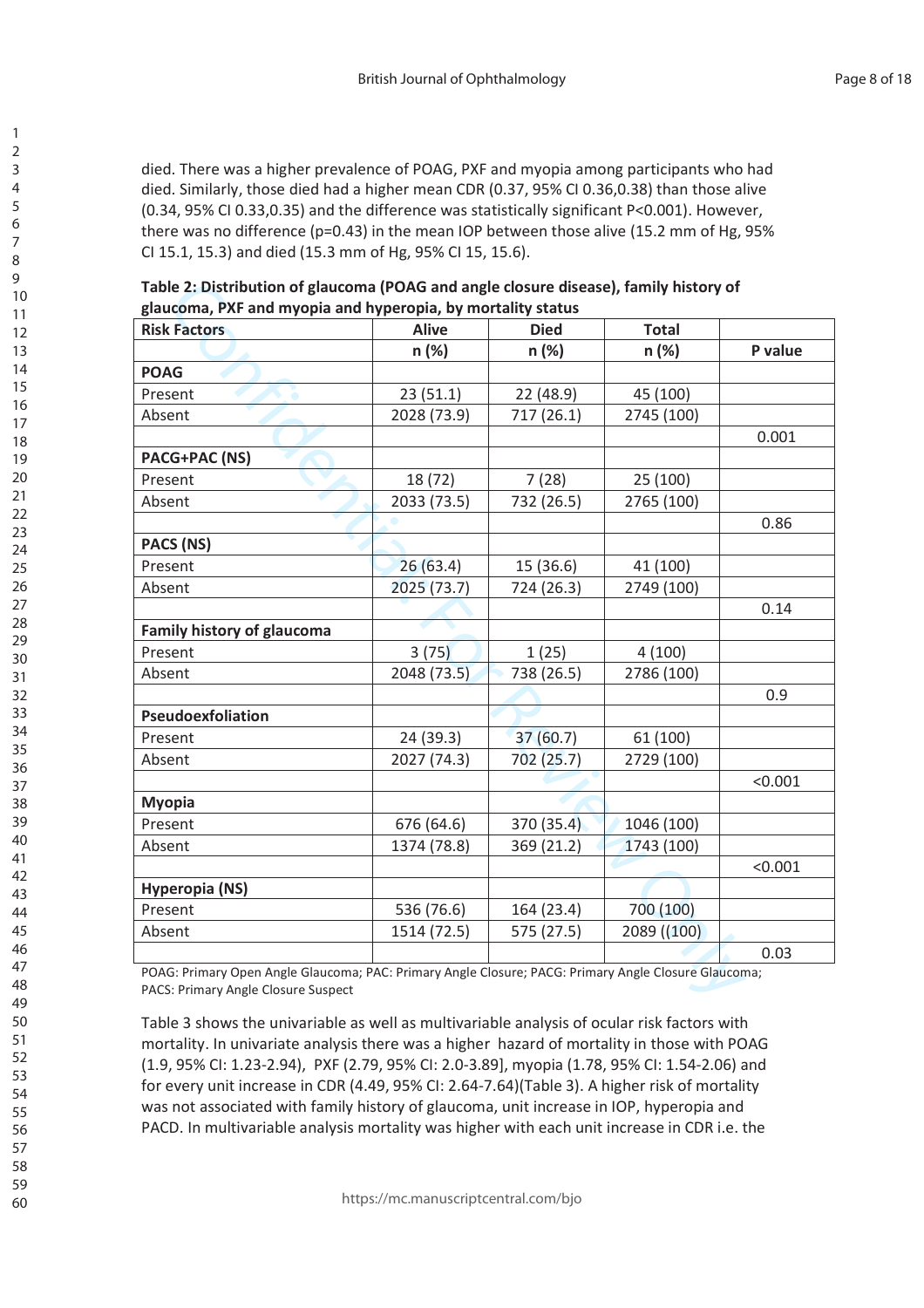died. There was a higher prevalence of POAG, PXF and myopia among participants who had died. Similarly, those died had a higher mean CDR (0.37, 95% CI 0.36,0.38) than those alive (0.34, 95% CI 0.33,0.35) and the difference was statistically significant P<0.001). However, there was no difference (p=0.43) in the mean IOP between those alive (15.2 mm of Hg, 95% CI 15.1, 15.3) and died (15.3 mm of Hg, 95% CI 15, 15.6).

**Table 2: Distribution of glaucoma (POAG and angle closure disease), family history of glaucoma, PXF and myopia and hyperopia, by mortality status**

| Risk Factors | Alive | Died | Total | |
|---|---|---|---|---|
| | n (%) | n (%) | n (%) | P value |
| **POAG** | | | | |
| Present | 23 (51.1) | 22 (48.9) | 45 (100) | |
| Absent | 2028 (73.9) | 717 (26.1) | 2745 (100) | |
| | | | | 0.001 |
| **PACG+PAC (NS)** | | | | |
| Present | 18 (72) | 7 (28) | 25 (100) | |
| Absent | 2033 (73.5) | 732 (26.5) | 2765 (100) | |
| | | | | 0.86 |
| **PACS (NS)** | | | | |
| Present | 26 (63.4) | 15 (36.6) | 41 (100) | |
| Absent | 2025 (73.7) | 724 (26.3) | 2749 (100) | |
| | | | | 0.14 |
| **Family history of glaucoma** | | | | |
| Present | 3 (75) | 1 (25) | 4 (100) | |
| Absent | 2048 (73.5) | 738 (26.5) | 2786 (100) | |
| | | | | 0.9 |
| **Pseudoexfoliation** | | | | |
| Present | 24 (39.3) | 37 (60.7) | 61 (100) | |
| Absent | 2027 (74.3) | 702 (25.7) | 2729 (100) | |
| | | | | <0.001 |
| **Myopia** | | | | |
| Present | 676 (64.6) | 370 (35.4) | 1046 (100) | |
| Absent | 1374 (78.8) | 369 (21.2) | 1743 (100) | |
| | | | | <0.001 |
| **Hyperopia (NS)** | | | | |
| Present | 536 (76.6) | 164 (23.4) | 700 (100) | |
| Absent | 1514 (72.5) | 575 (27.5) | 2089 ((100) | |
| | | | | 0.03 |

POAG: Primary Open Angle Glaucoma; PAC: Primary Angle Closure; PACG: Primary Angle Closure Glaucoma; PACS: Primary Angle Closure Suspect

Table 3 shows the univariable as well as multivariable analysis of ocular risk factors with mortality. In univariate analysis there was a higher hazard of mortality in those with POAG (1.9, 95% CI: 1.23-2.94), PXF (2.79, 95% CI: 2.0-3.89], myopia (1.78, 95% CI: 1.54-2.06) and for every unit increase in CDR (4.49, 95% CI: 2.64-7.64)(Table 3). A higher risk of mortality was not associated with family history of glaucoma, unit increase in IOP, hyperopia and PACD. In multivariable analysis mortality was higher with each unit increase in CDR i.e. the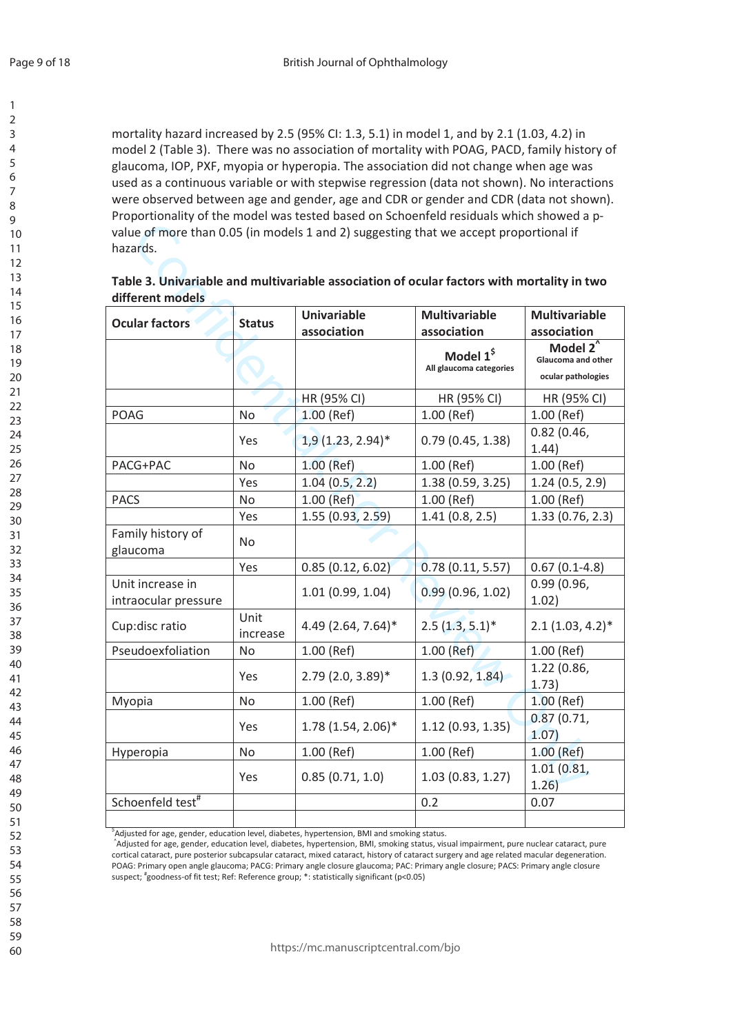mortality hazard increased by 2.5 (95% CI: 1.3, 5.1) in model 1, and by 2.1 (1.03, 4.2) in model 2 (Table 3). There was no association of mortality with POAG, PACD, family history of glaucoma, IOP, PXF, myopia or hyperopia. The association did not change when age was used as a continuous variable or with stepwise regression (data not shown). No interactions were observed between age and gender, age and CDR or gender and CDR (data not shown). Proportionality of the model was tested based on Schoenfeld residuals which showed a p-value of more than 0.05 (in models 1 and 2) suggesting that we accept proportional if hazards.

**Table 3. Univariable and multivariable association of ocular factors with mortality in two different models**

| Ocular factors | Status | Univariable association | Multivariable association | Multivariable association |
|---|---|---|---|---|
| | | | Model 1[$] All glaucoma categories | Model 2[^] Glaucoma and other ocular pathologies |
| | | HR (95% CI) | HR (95% CI) | HR (95% CI) |
| POAG | No | 1.00 (Ref) | 1.00 (Ref) | 1.00 (Ref) |
| | Yes | 1.9 (1.23, 2.94)* | 0.79 (0.45, 1.38) | 0.82 (0.46, 1.44) |
| PACG+PAC | No | 1.00 (Ref) | 1.00 (Ref) | 1.00 (Ref) |
| | Yes | 1.04 (0.5, 2.2) | 1.38 (0.59, 3.25) | 1.24 (0.5, 2.9) |
| PACS | No | 1.00 (Ref) | 1.00 (Ref) | 1.00 (Ref) |
| | Yes | 1.55 (0.93, 2.59) | 1.41 (0.8, 2.5) | 1.33 (0.76, 2.3) |
| Family history of glaucoma | No | | | |
| | Yes | 0.85 (0.12, 6.02) | 0.78 (0.11, 5.57) | 0.67 (0.1-4.8) |
| Unit increase in intraocular pressure | | 1.01 (0.99, 1.04) | 0.99 (0.96, 1.02) | 0.99 (0.96, 1.02) |
| Cup:disc ratio | Unit increase | 4.49 (2.64, 7.64)* | 2.5 (1.3, 5.1)* | 2.1 (1.03, 4.2)* |
| Pseudoexfoliation | No | 1.00 (Ref) | 1.00 (Ref) | 1.00 (Ref) |
| | Yes | 2.79 (2.0, 3.89)* | 1.3 (0.92, 1.84) | 1.22 (0.86, 1.73) |
| Myopia | No | 1.00 (Ref) | 1.00 (Ref) | 1.00 (Ref) |
| | Yes | 1.78 (1.54, 2.06)* | 1.12 (0.93, 1.35) | 0.87 (0.71, 1.07) |
| Hyperopia | No | 1.00 (Ref) | 1.00 (Ref) | 1.00 (Ref) |
| | Yes | 0.85 (0.71, 1.0) | 1.03 (0.83, 1.27) | 1.01 (0.81, 1.26) |
| Schoenfeld test[#] | | | 0.2 | 0.07 |
| | | | | |

[$]Adjusted for age, gender, education level, diabetes, hypertension, BMI and smoking status.
[^]Adjusted for age, gender, education level, diabetes, hypertension, BMI, smoking status, visual impairment, pure nuclear cataract, pure cortical cataract, pure posterior subcapsular cataract, mixed cataract, history of cataract surgery and age related macular degeneration.
POAG: Primary open angle glaucoma; PACG: Primary angle closure glaucoma; PAC: Primary angle closure; PACS: Primary angle closure suspect; [#]goodness-of fit test; Ref: Reference group; *: statistically significant ($p<0.05$)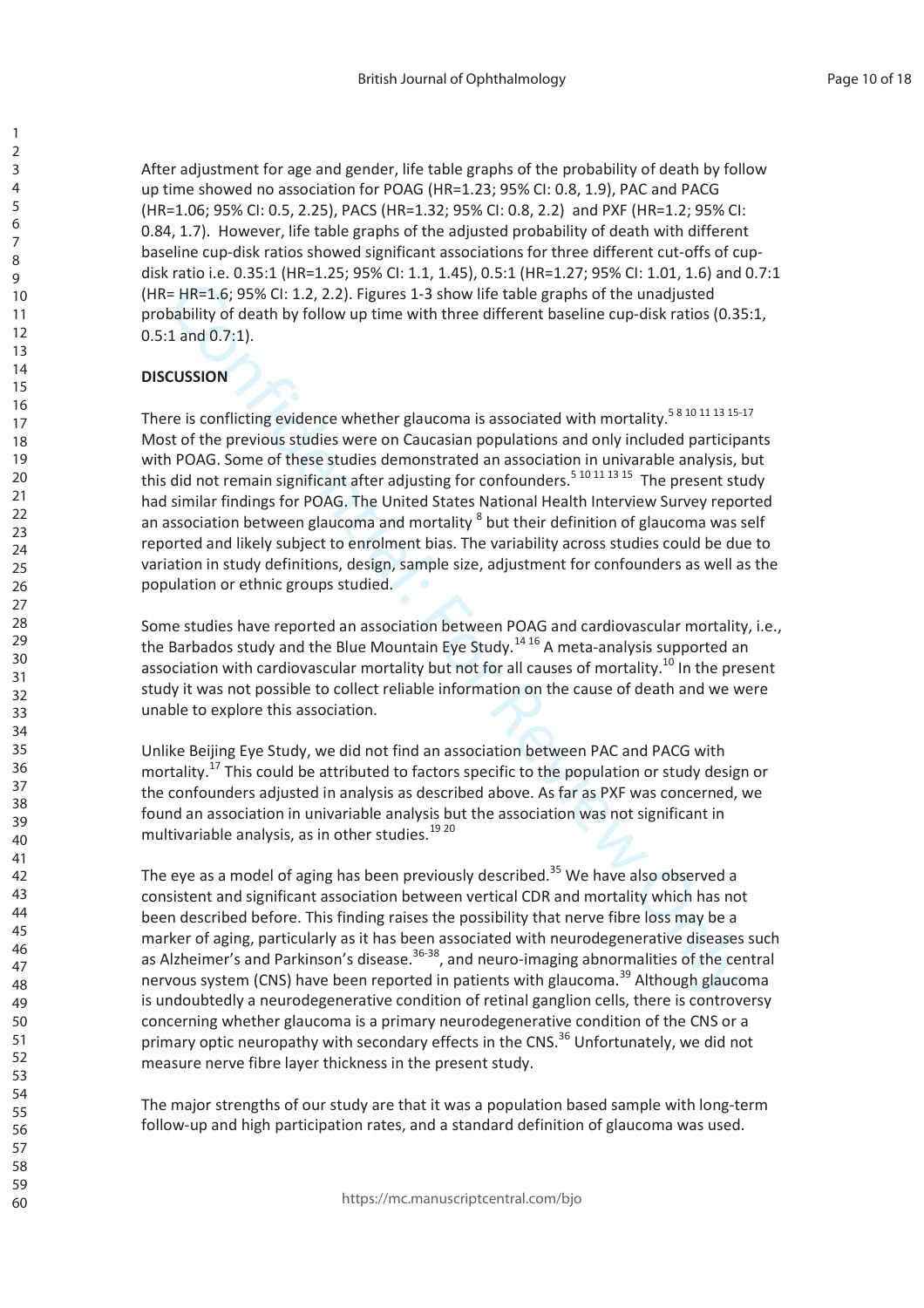After adjustment for age and gender, life table graphs of the probability of death by follow up time showed no association for POAG (HR=1.23; 95% CI: 0.8, 1.9), PAC and PACG (HR=1.06; 95% CI: 0.5, 2.25), PACS (HR=1.32; 95% CI: 0.8, 2.2) and PXF (HR=1.2; 95% CI: 0.84, 1.7). However, life table graphs of the adjusted probability of death with different baseline cup-disk ratios showed significant associations for three different cut-offs of cup-disk ratio i.e. 0.35:1 (HR=1.25; 95% CI: 1.1, 1.45), 0.5:1 (HR=1.27; 95% CI: 1.01, 1.6) and 0.7:1 (HR= HR=1.6; 95% CI: 1.2, 2.2). Figures 1-3 show life table graphs of the unadjusted probability of death by follow up time with three different baseline cup-disk ratios (0.35:1, 0.5:1 and 0.7:1).

## DISCUSSION

There is conflicting evidence whether glaucoma is associated with mortality.[5 8 10 11 13 15-17] Most of the previous studies were on Caucasian populations and only included participants with POAG. Some of these studies demonstrated an association in univarable analysis, but this did not remain significant after adjusting for confounders.[5 10 11 13 15] The present study had similar findings for POAG. The United States National Health Interview Survey reported an association between glaucoma and mortality [8] but their definition of glaucoma was self reported and likely subject to enrolment bias. The variability across studies could be due to variation in study definitions, design, sample size, adjustment for confounders as well as the population or ethnic groups studied.

Some studies have reported an association between POAG and cardiovascular mortality, i.e., the Barbados study and the Blue Mountain Eye Study.[14 16] A meta-analysis supported an association with cardiovascular mortality but not for all causes of mortality.[10] In the present study it was not possible to collect reliable information on the cause of death and we were unable to explore this association.

Unlike Beijing Eye Study, we did not find an association between PAC and PACG with mortality.[17] This could be attributed to factors specific to the population or study design or the confounders adjusted in analysis as described above. As far as PXF was concerned, we found an association in univariable analysis but the association was not significant in multivariable analysis, as in other studies.[19 20]

The eye as a model of aging has been previously described.[35] We have also observed a consistent and significant association between vertical CDR and mortality which has not been described before. This finding raises the possibility that nerve fibre loss may be a marker of aging, particularly as it has been associated with neurodegenerative diseases such as Alzheimer's and Parkinson's disease.[36-38], and neuro-imaging abnormalities of the central nervous system (CNS) have been reported in patients with glaucoma.[39] Although glaucoma is undoubtedly a neurodegenerative condition of retinal ganglion cells, there is controversy concerning whether glaucoma is a primary neurodegenerative condition of the CNS or a primary optic neuropathy with secondary effects in the CNS.[36] Unfortunately, we did not measure nerve fibre layer thickness in the present study.

The major strengths of our study are that it was a population based sample with long-term follow-up and high participation rates, and a standard definition of glaucoma was used.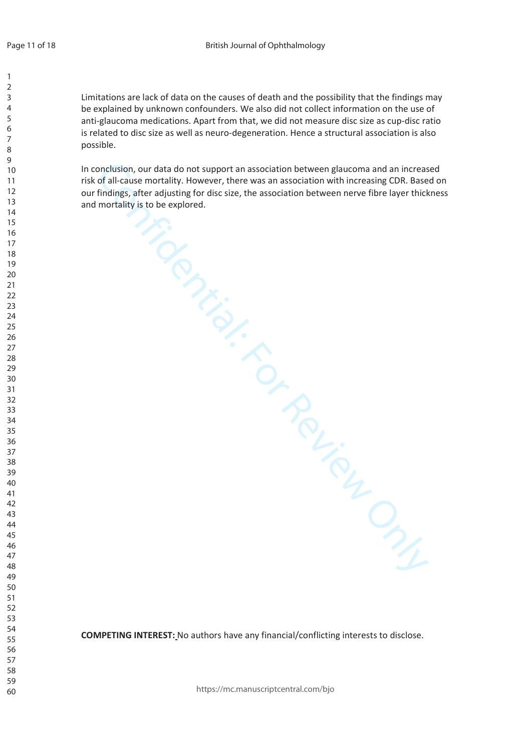Limitations are lack of data on the causes of death and the possibility that the findings may be explained by unknown confounders. We also did not collect information on the use of anti-glaucoma medications. Apart from that, we did not measure disc size as cup-disc ratio is related to disc size as well as neuro-degeneration. Hence a structural association is also possible.

In conclusion, our data do not support an association between glaucoma and an increased risk of all-cause mortality. However, there was an association with increasing CDR. Based on our findings, after adjusting for disc size, the association between nerve fibre layer thickness and mortality is to be explored.

**COMPETING INTEREST:** No authors have any financial/conflicting interests to disclose.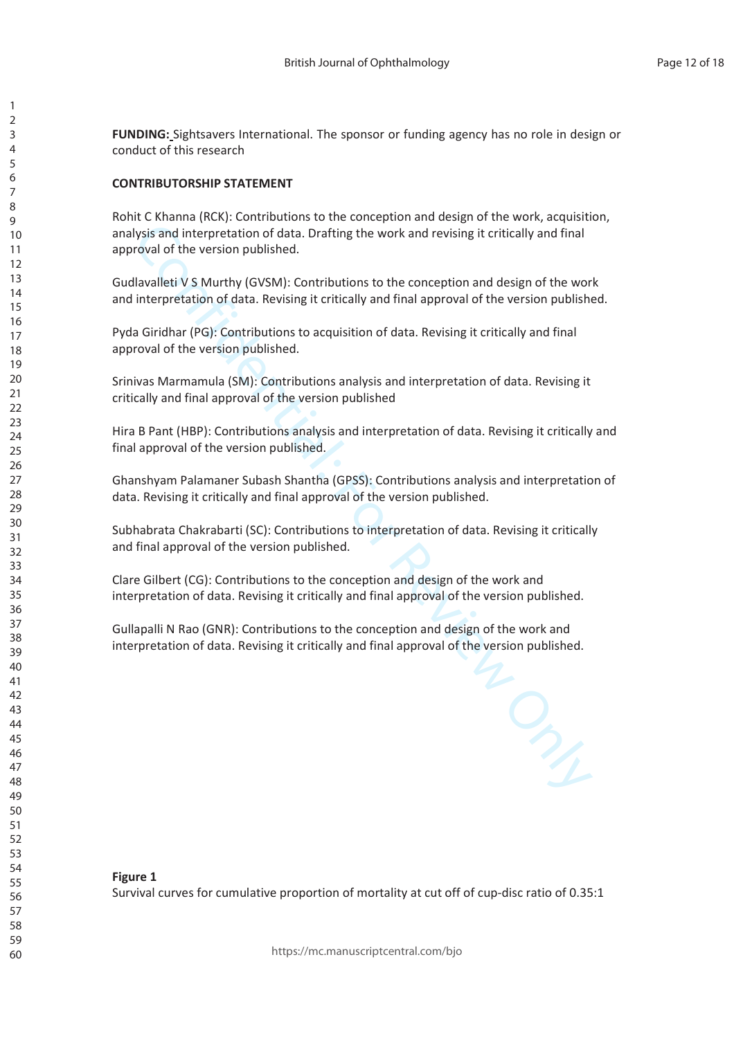**FUNDING:** Sightsavers International. The sponsor or funding agency has no role in design or conduct of this research

**CONTRIBUTORSHIP STATEMENT**

Rohit C Khanna (RCK): Contributions to the conception and design of the work, acquisition, analysis and interpretation of data. Drafting the work and revising it critically and final approval of the version published.

Gudlavalleti V S Murthy (GVSM): Contributions to the conception and design of the work and interpretation of data. Revising it critically and final approval of the version published.

Pyda Giridhar (PG): Contributions to acquisition of data. Revising it critically and final approval of the version published.

Srinivas Marmamula (SM): Contributions analysis and interpretation of data. Revising it critically and final approval of the version published

Hira B Pant (HBP): Contributions analysis and interpretation of data. Revising it critically and final approval of the version published.

Ghanshyam Palamaner Subash Shantha (GPSS): Contributions analysis and interpretation of data. Revising it critically and final approval of the version published.

Subhabrata Chakrabarti (SC): Contributions to interpretation of data. Revising it critically and final approval of the version published.

Clare Gilbert (CG): Contributions to the conception and design of the work and interpretation of data. Revising it critically and final approval of the version published.

Gullapalli N Rao (GNR): Contributions to the conception and design of the work and interpretation of data. Revising it critically and final approval of the version published.

**Figure 1**

Survival curves for cumulative proportion of mortality at cut off of cup-disc ratio of 0.35:1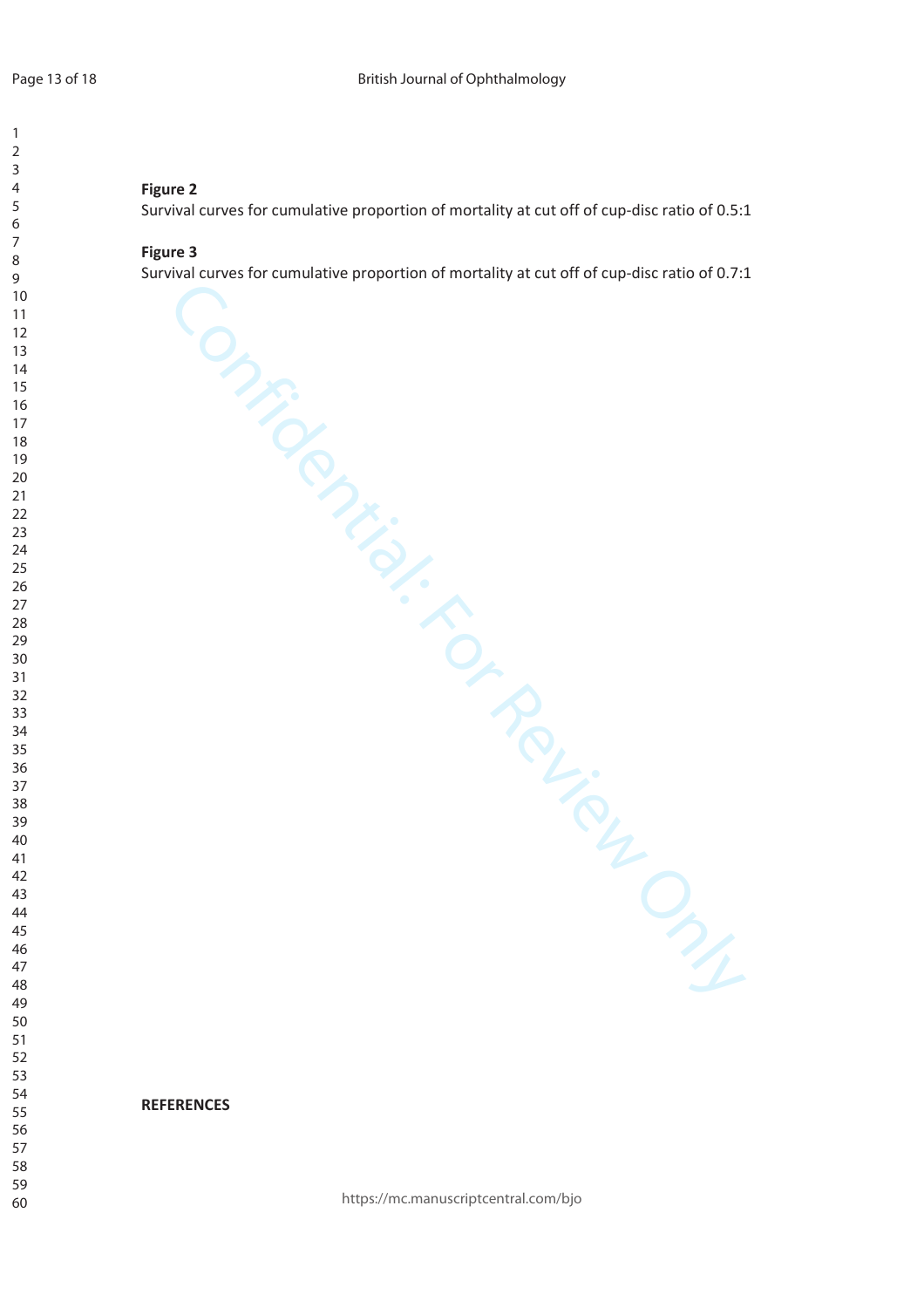**Figure 2**

Survival curves for cumulative proportion of mortality at cut off of cup-disc ratio of 0.5:1

**Figure 3**

Survival curves for cumulative proportion of mortality at cut off of cup-disc ratio of 0.7:1

## REFERENCES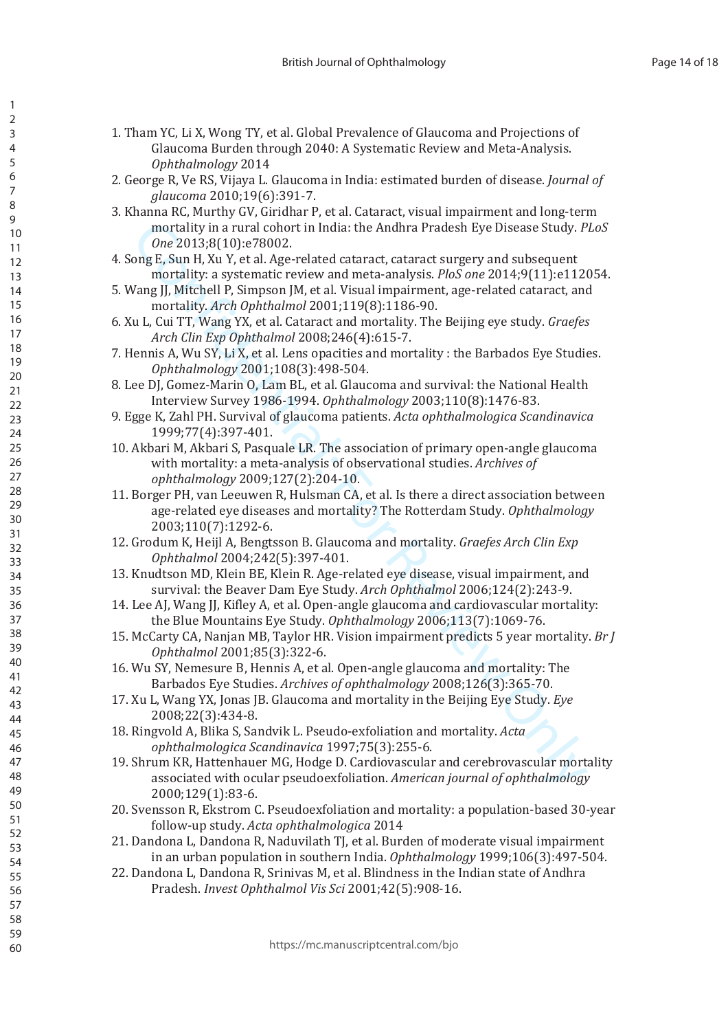1. Tham YC, Li X, Wong TY, et al. Global Prevalence of Glaucoma and Projections of Glaucoma Burden through 2040: A Systematic Review and Meta-Analysis. *Ophthalmology* 2014
2. George R, Ve RS, Vijaya L. Glaucoma in India: estimated burden of disease. *Journal of glaucoma* 2010;19(6):391-7.
3. Khanna RC, Murthy GV, Giridhar P, et al. Cataract, visual impairment and long-term mortality in a rural cohort in India: the Andhra Pradesh Eye Disease Study. *PLoS One* 2013;8(10):e78002.
4. Song E, Sun H, Xu Y, et al. Age-related cataract, cataract surgery and subsequent mortality: a systematic review and meta-analysis. *PloS one* 2014;9(11):e112054.
5. Wang JJ, Mitchell P, Simpson JM, et al. Visual impairment, age-related cataract, and mortality. *Arch Ophthalmol* 2001;119(8):1186-90.
6. Xu L, Cui TT, Wang YX, et al. Cataract and mortality. The Beijing eye study. *Graefes Arch Clin Exp Ophthalmol* 2008;246(4):615-7.
7. Hennis A, Wu SY, Li X, et al. Lens opacities and mortality : the Barbados Eye Studies. *Ophthalmology* 2001;108(3):498-504.
8. Lee DJ, Gomez-Marin O, Lam BL, et al. Glaucoma and survival: the National Health Interview Survey 1986-1994. *Ophthalmology* 2003;110(8):1476-83.
9. Egge K, Zahl PH. Survival of glaucoma patients. *Acta ophthalmologica Scandinavica* 1999;77(4):397-401.
10. Akbari M, Akbari S, Pasquale LR. The association of primary open-angle glaucoma with mortality: a meta-analysis of observational studies. *Archives of ophthalmology* 2009;127(2):204-10.
11. Borger PH, van Leeuwen R, Hulsman CA, et al. Is there a direct association between age-related eye diseases and mortality? The Rotterdam Study. *Ophthalmology* 2003;110(7):1292-6.
12. Grodum K, Heijl A, Bengtsson B. Glaucoma and mortality. *Graefes Arch Clin Exp Ophthalmol* 2004;242(5):397-401.
13. Knudtson MD, Klein BE, Klein R. Age-related eye disease, visual impairment, and survival: the Beaver Dam Eye Study. *Arch Ophthalmol* 2006;124(2):243-9.
14. Lee AJ, Wang JJ, Kifley A, et al. Open-angle glaucoma and cardiovascular mortality: the Blue Mountains Eye Study. *Ophthalmology* 2006;113(7):1069-76.
15. McCarty CA, Nanjan MB, Taylor HR. Vision impairment predicts 5 year mortality. *Br J Ophthalmol* 2001;85(3):322-6.
16. Wu SY, Nemesure B, Hennis A, et al. Open-angle glaucoma and mortality: The Barbados Eye Studies. *Archives of ophthalmology* 2008;126(3):365-70.
17. Xu L, Wang YX, Jonas JB. Glaucoma and mortality in the Beijing Eye Study. *Eye* 2008;22(3):434-8.
18. Ringvold A, Blika S, Sandvik L. Pseudo-exfoliation and mortality. *Acta ophthalmologica Scandinavica* 1997;75(3):255-6.
19. Shrum KR, Hattenhauer MG, Hodge D. Cardiovascular and cerebrovascular mortality associated with ocular pseudoexfoliation. *American journal of ophthalmology* 2000;129(1):83-6.
20. Svensson R, Ekstrom C. Pseudoexfoliation and mortality: a population-based 30-year follow-up study. *Acta ophthalmologica* 2014
21. Dandona L, Dandona R, Naduvilath TJ, et al. Burden of moderate visual impairment in an urban population in southern India. *Ophthalmology* 1999;106(3):497-504.
22. Dandona L, Dandona R, Srinivas M, et al. Blindness in the Indian state of Andhra Pradesh. *Invest Ophthalmol Vis Sci* 2001;42(5):908-16.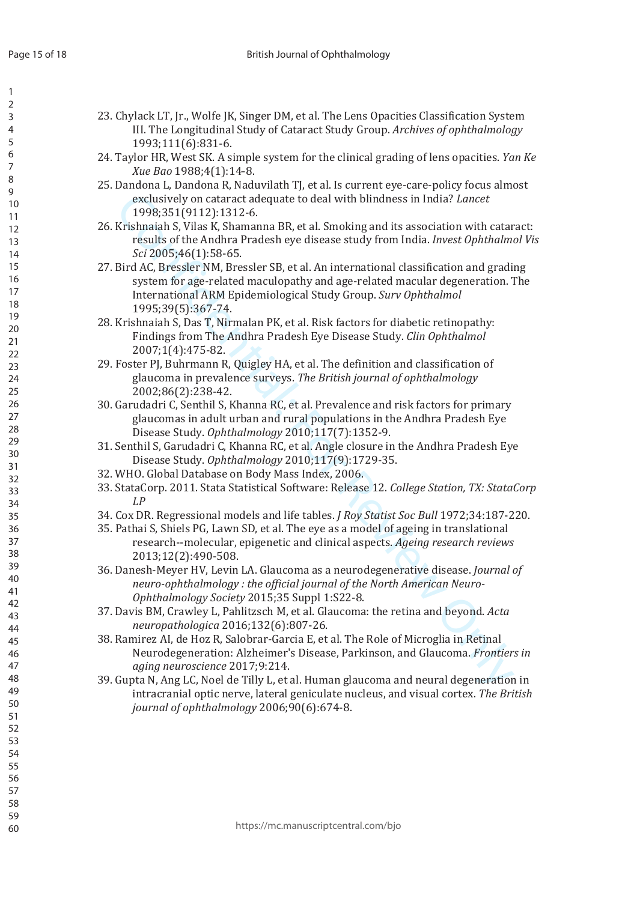23. Chylack LT, Jr., Wolfe JK, Singer DM, et al. The Lens Opacities Classification System III. The Longitudinal Study of Cataract Study Group. *Archives of ophthalmology* 1993;111(6):831-6.
24. Taylor HR, West SK. A simple system for the clinical grading of lens opacities. *Yan Ke Xue Bao* 1988;4(1):14-8.
25. Dandona L, Dandona R, Naduvilath TJ, et al. Is current eye-care-policy focus almost exclusively on cataract adequate to deal with blindness in India? *Lancet* 1998;351(9112):1312-6.
26. Krishnaiah S, Vilas K, Shamanna BR, et al. Smoking and its association with cataract: results of the Andhra Pradesh eye disease study from India. *Invest Ophthalmol Vis Sci* 2005;46(1):58-65.
27. Bird AC, Bressler NM, Bressler SB, et al. An international classification and grading system for age-related maculopathy and age-related macular degeneration. The International ARM Epidemiological Study Group. *Surv Ophthalmol* 1995;39(5):367-74.
28. Krishnaiah S, Das T, Nirmalan PK, et al. Risk factors for diabetic retinopathy: Findings from The Andhra Pradesh Eye Disease Study. *Clin Ophthalmol* 2007;1(4):475-82.
29. Foster PJ, Buhrmann R, Quigley HA, et al. The definition and classification of glaucoma in prevalence surveys. *The British journal of ophthalmology* 2002;86(2):238-42.
30. Garudadri C, Senthil S, Khanna RC, et al. Prevalence and risk factors for primary glaucomas in adult urban and rural populations in the Andhra Pradesh Eye Disease Study. *Ophthalmology* 2010;117(7):1352-9.
31. Senthil S, Garudadri C, Khanna RC, et al. Angle closure in the Andhra Pradesh Eye Disease Study. *Ophthalmology* 2010;117(9):1729-35.
32. WHO. Global Database on Body Mass Index, 2006.
33. StataCorp. 2011. Stata Statistical Software: Release 12. *College Station, TX: StataCorp LP*
34. Cox DR. Regressional models and life tables. *J Roy Statist Soc Bull* 1972;34:187-220.
35. Pathai S, Shiels PG, Lawn SD, et al. The eye as a model of ageing in translational research--molecular, epigenetic and clinical aspects. *Ageing research reviews* 2013;12(2):490-508.
36. Danesh-Meyer HV, Levin LA. Glaucoma as a neurodegenerative disease. *Journal of neuro-ophthalmology : the official journal of the North American Neuro-Ophthalmology Society* 2015;35 Suppl 1:S22-8.
37. Davis BM, Crawley L, Pahlitzsch M, et al. Glaucoma: the retina and beyond. *Acta neuropathologica* 2016;132(6):807-26.
38. Ramirez AI, de Hoz R, Salobrar-Garcia E, et al. The Role of Microglia in Retinal Neurodegeneration: Alzheimer's Disease, Parkinson, and Glaucoma. *Frontiers in aging neuroscience* 2017;9:214.
39. Gupta N, Ang LC, Noel de Tilly L, et al. Human glaucoma and neural degeneration in intracranial optic nerve, lateral geniculate nucleus, and visual cortex. *The British journal of ophthalmology* 2006;90(6):674-8.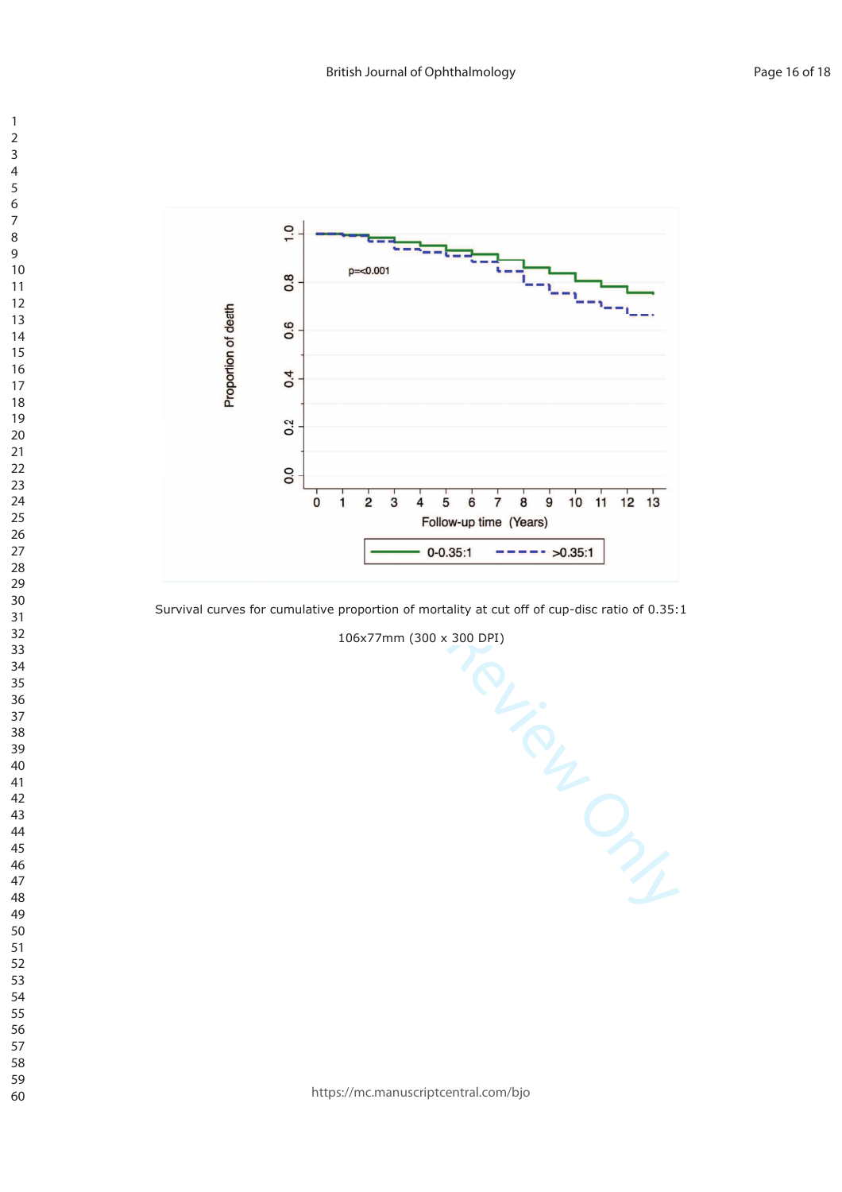Survival curves for cumulative proportion of mortality at cut off of cup-disc ratio of 0.35:1

106x77mm (300 x 300 DPI)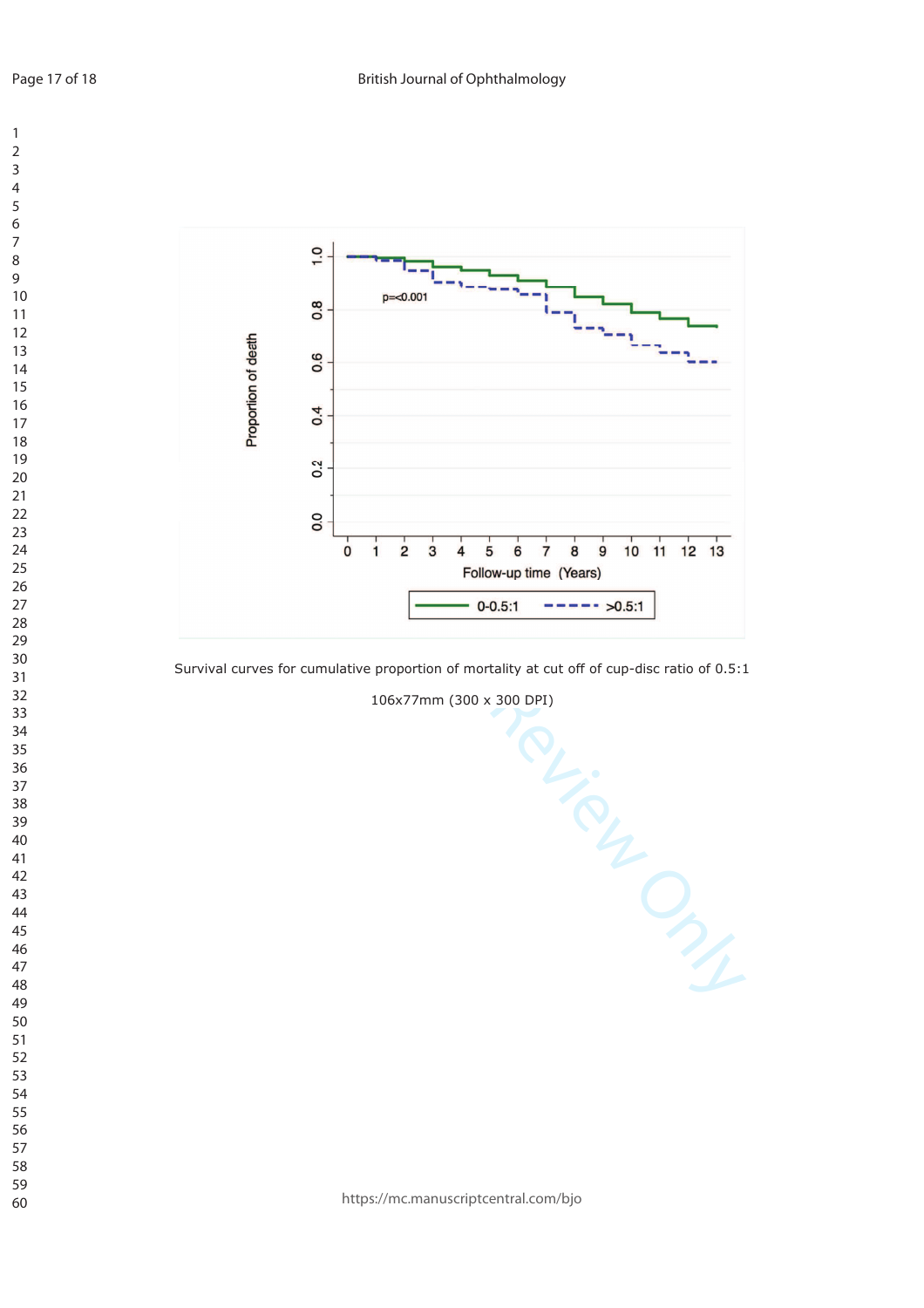Survival curves for cumulative proportion of mortality at cut off of cup-disc ratio of 0.5:1

106x77mm (300 x 300 DPI)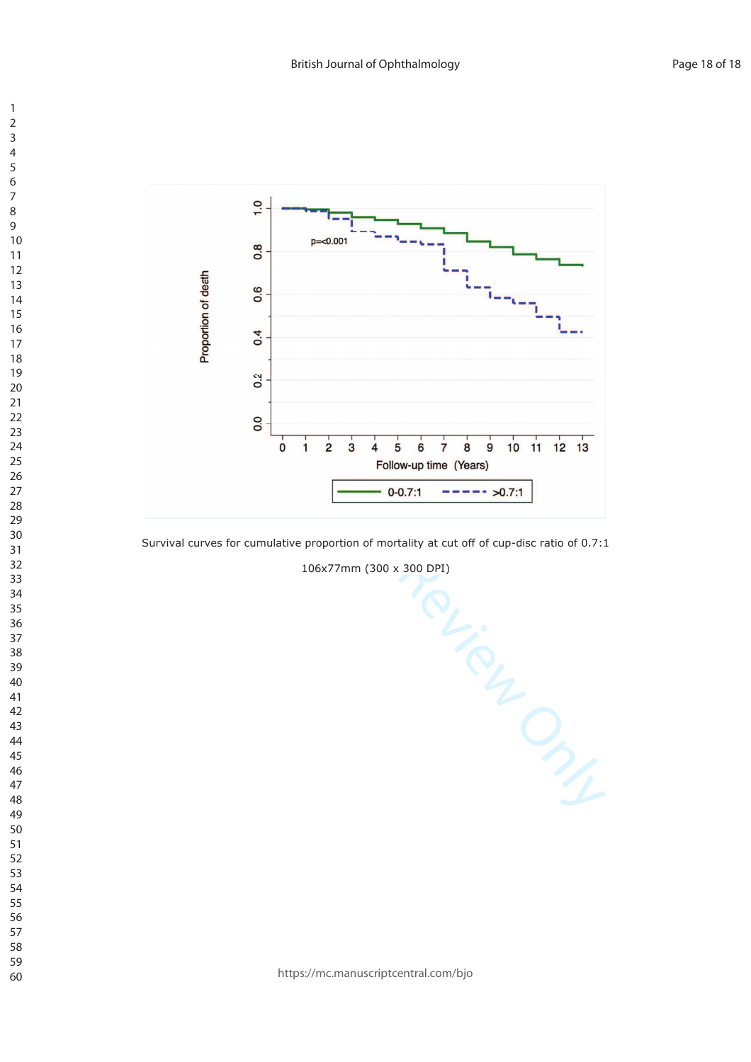Proportion of death

1.0

0.8

0.6

0.4

0.2

0.0

p=<0.001

0 1 2 3 4 5 6 7 8 9 10 11 12 13

Follow-up time (Years)

0-0.7:1

>0.7:1

Survival curves for cumulative proportion of mortality at cut off of cup-disc ratio of 0.7:1

106x77mm (300 x 300 DPI)